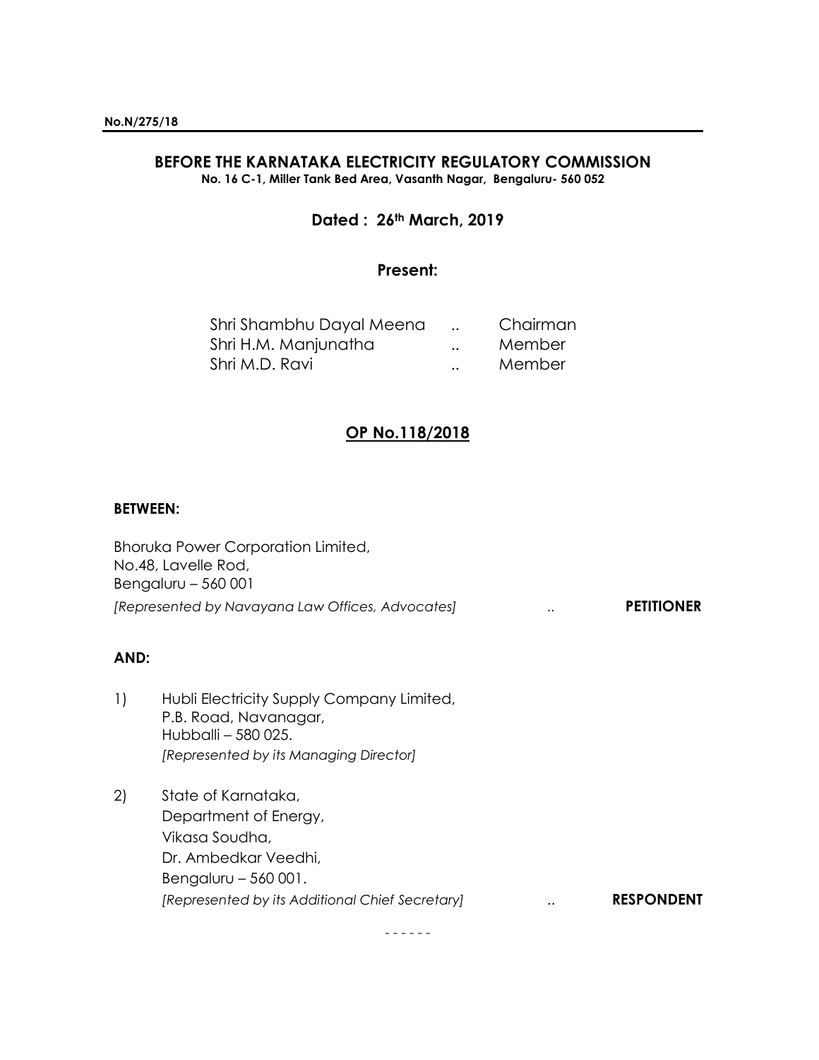**No.N/275/18**

## BEFORE THE KARNATAKA ELECTRICITY REGULATORY COMMISSION

**No. 16 C-1, Miller Tank Bed Area, Vasanth Nagar, Bengaluru- 560 052**

**Dated : 26th March, 2019**

**Present:**

| | | |
|---|---|---|
| Shri Shambhu Dayal Meena | .. | Chairman |
| Shri H.M. Manjunatha | .. | Member |
| Shri M.D. Ravi | .. | Member |

**OP No.118/2018**

**BETWEEN:**

Bhoruka Power Corporation Limited,
No.48, Lavelle Road,
Bengaluru – 560 001

*[Represented by Navayana Law Offices, Advocates]* .. **PETITIONER**

**AND:**

1) Hubli Electricity Supply Company Limited,
P.B. Road, Navanagar,
Hubballi – 580 025.
*[Represented by its Managing Director]*

2) State of Karnataka,
Department of Energy,
Vikasa Soudha,
Dr. Ambedkar Veedhi,
Bengaluru – 560 001.
*[Represented by its Additional Chief Secretary]* .. **RESPONDENT**

- - - - - -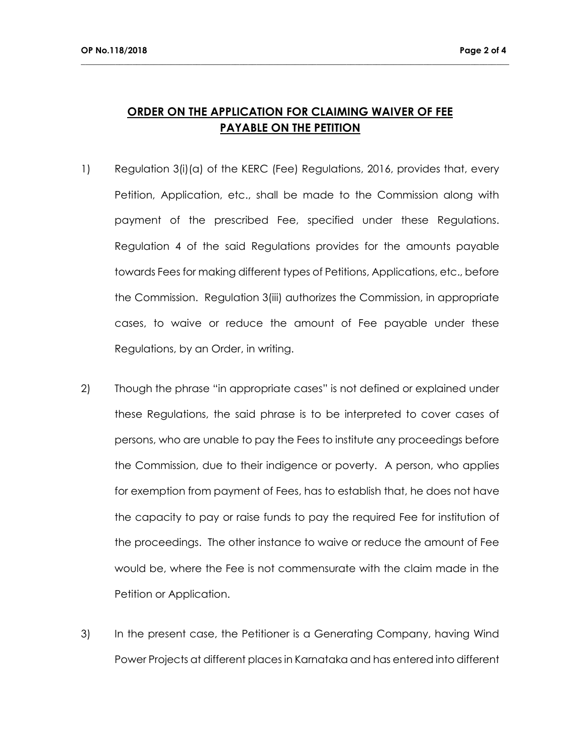## ORDER ON THE APPLICATION FOR CLAIMING WAIVER OF FEE PAYABLE ON THE PETITION

1) Regulation 3(i)(a) of the KERC (Fee) Regulations, 2016, provides that, every Petition, Application, etc., shall be made to the Commission along with payment of the prescribed Fee, specified under these Regulations. Regulation 4 of the said Regulations provides for the amounts payable towards Fees for making different types of Petitions, Applications, etc., before the Commission. Regulation 3(iii) authorizes the Commission, in appropriate cases, to waive or reduce the amount of Fee payable under these Regulations, by an Order, in writing.

2) Though the phrase "in appropriate cases" is not defined or explained under these Regulations, the said phrase is to be interpreted to cover cases of persons, who are unable to pay the Fees to institute any proceedings before the Commission, due to their indigence or poverty. A person, who applies for exemption from payment of Fees, has to establish that, he does not have the capacity to pay or raise funds to pay the required Fee for institution of the proceedings. The other instance to waive or reduce the amount of Fee would be, where the Fee is not commensurate with the claim made in the Petition or Application.

3) In the present case, the Petitioner is a Generating Company, having Wind Power Projects at different places in Karnataka and has entered into different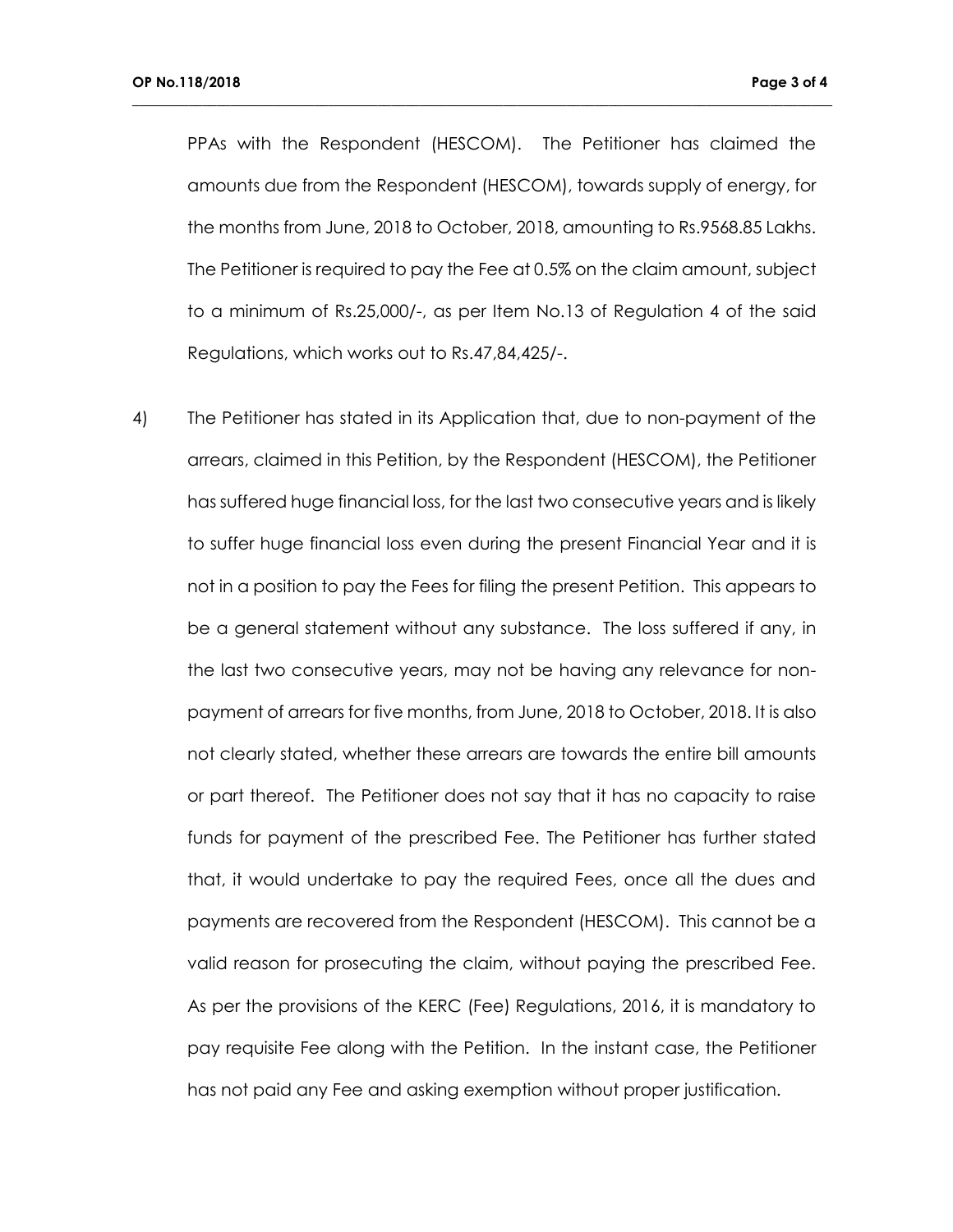PPAs with the Respondent (HESCOM). The Petitioner has claimed the amounts due from the Respondent (HESCOM), towards supply of energy, for the months from June, 2018 to October, 2018, amounting to Rs.9568.85 Lakhs. The Petitioner is required to pay the Fee at 0.5% on the claim amount, subject to a minimum of Rs.25,000/-, as per Item No.13 of Regulation 4 of the said Regulations, which works out to Rs.47,84,425/-.

4) The Petitioner has stated in its Application that, due to non-payment of the arrears, claimed in this Petition, by the Respondent (HESCOM), the Petitioner has suffered huge financial loss, for the last two consecutive years and is likely to suffer huge financial loss even during the present Financial Year and it is not in a position to pay the Fees for filing the present Petition. This appears to be a general statement without any substance. The loss suffered if any, in the last two consecutive years, may not be having any relevance for non-payment of arrears for five months, from June, 2018 to October, 2018. It is also not clearly stated, whether these arrears are towards the entire bill amounts or part thereof. The Petitioner does not say that it has no capacity to raise funds for payment of the prescribed Fee. The Petitioner has further stated that, it would undertake to pay the required Fees, once all the dues and payments are recovered from the Respondent (HESCOM). This cannot be a valid reason for prosecuting the claim, without paying the prescribed Fee. As per the provisions of the KERC (Fee) Regulations, 2016, it is mandatory to pay requisite Fee along with the Petition. In the instant case, the Petitioner has not paid any Fee and asking exemption without proper justification.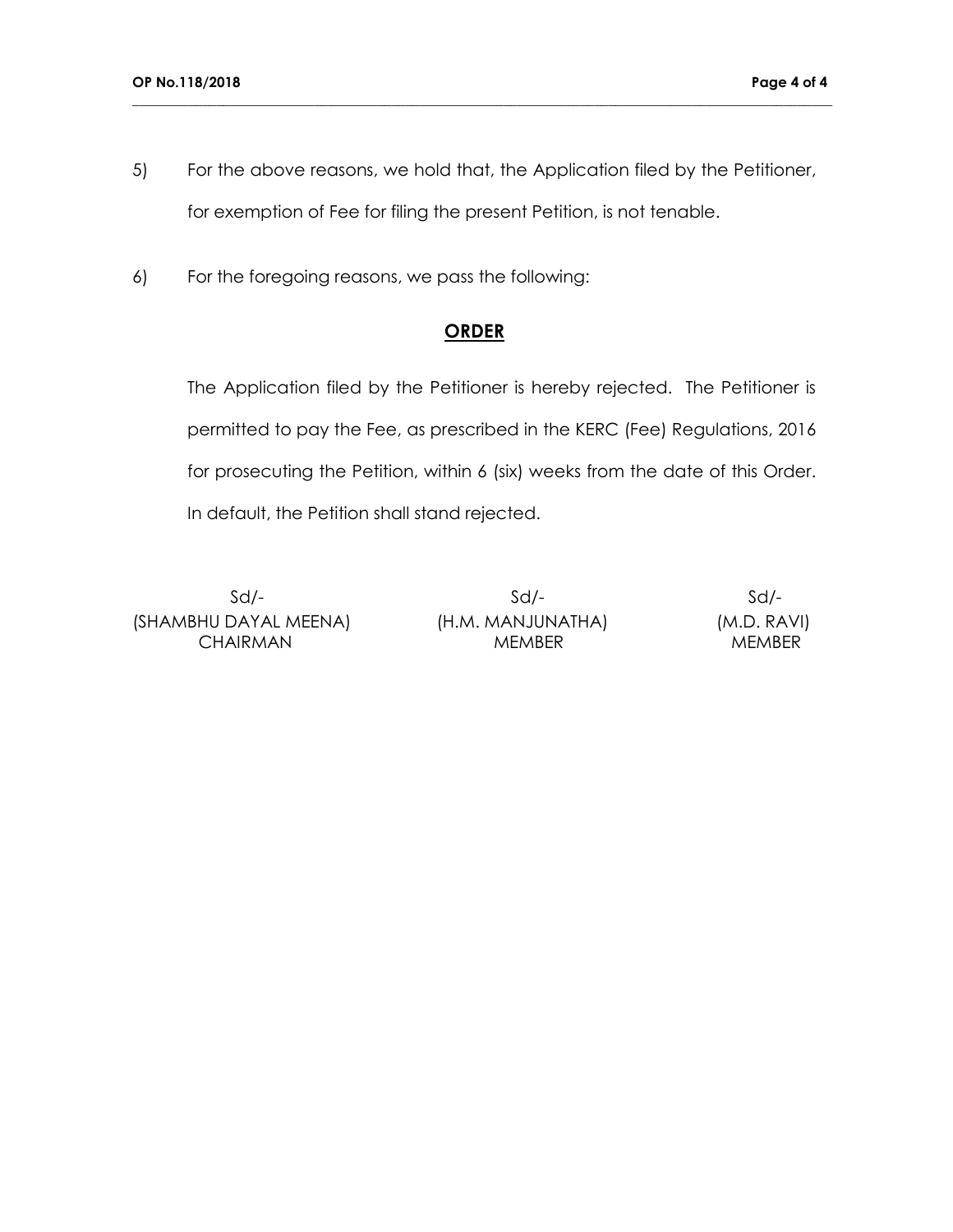5) For the above reasons, we hold that, the Application filed by the Petitioner, for exemption of Fee for filing the present Petition, is not tenable.

6) For the foregoing reasons, we pass the following:

## **ORDER**

The Application filed by the Petitioner is hereby rejected. The Petitioner is permitted to pay the Fee, as prescribed in the KERC (Fee) Regulations, 2016 for prosecuting the Petition, within 6 (six) weeks from the date of this Order. In default, the Petition shall stand rejected.

| | | |
|---|---|---|
| Sd/- | Sd/- | Sd/- |
| (SHAMBHU DAYAL MEENA) | (H.M. MANJUNATHA) | (M.D. RAVI) |
| CHAIRMAN | MEMBER | MEMBER |